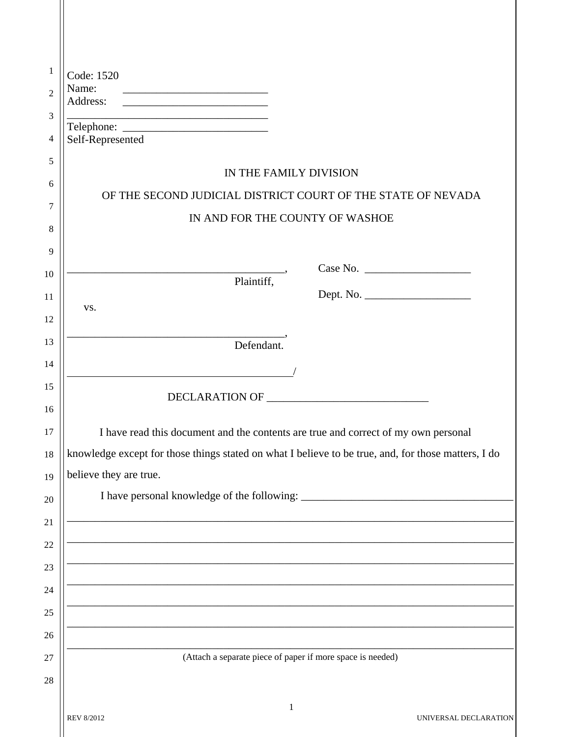Code: 1520
Name: _________________________
Address: _________________________
____________________________________
Telephone: _________________________
Self-Represented

IN THE FAMILY DIVISION

OF THE SECOND JUDICIAL DISTRICT COURT OF THE STATE OF NEVADA

IN AND FOR THE COUNTY OF WASHOE

_______________________________________, Plaintiff,

vs.

_______________________________________, Defendant.

________________________________________/

Case No. ___________________

Dept. No. ___________________

DECLARATION OF ____________________________

I have read this document and the contents are true and correct of my own personal knowledge except for those things stated on what I believe to be true, and, for those matters, I do believe they are true.

I have personal knowledge of the following: ______________________________________
_______________________________________________________________________________
_______________________________________________________________________________
_______________________________________________________________________________
_______________________________________________________________________________
_______________________________________________________________________________
_______________________________________________________________________________
_______________________________________________________________________________

(Attach a separate piece of paper if more space is needed)

REV 8/2012 UNIVERSAL DECLARATION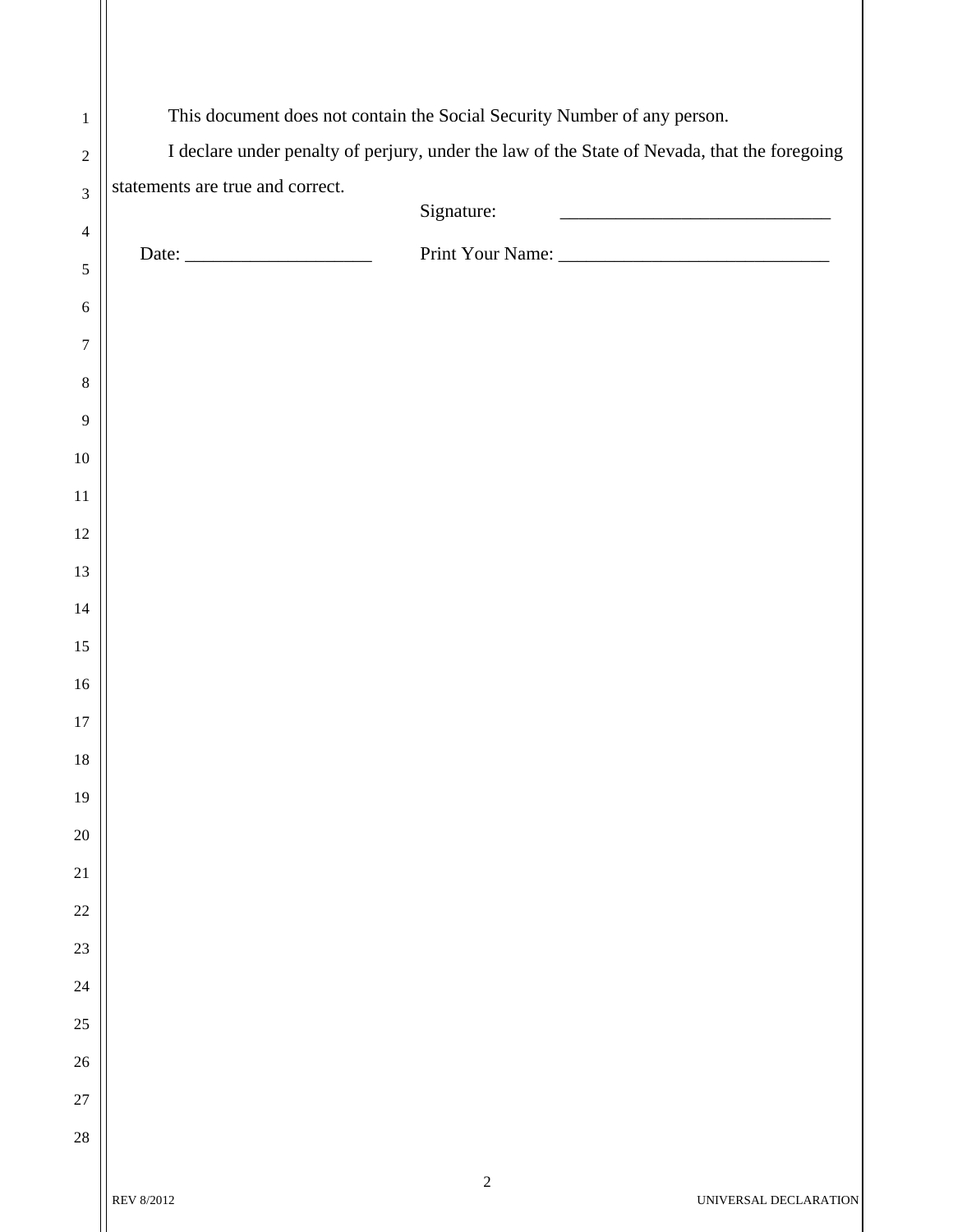This document does not contain the Social Security Number of any person.

I declare under penalty of perjury, under the law of the State of Nevada, that the foregoing statements are true and correct.

Signature: ______________________________

Date: ____________________ Print Your Name: ______________________________